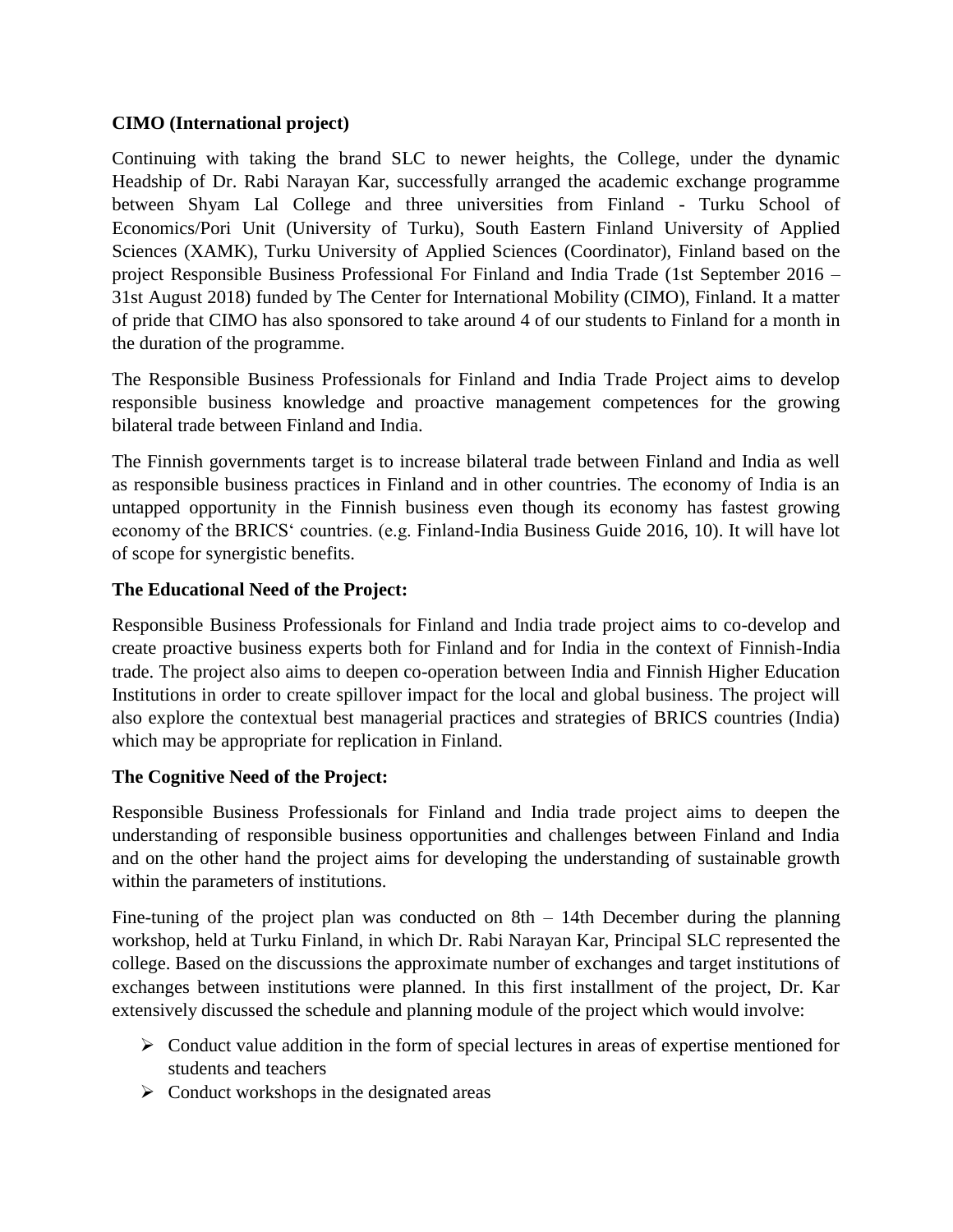**CIMO (International project)**

Continuing with taking the brand SLC to newer heights, the College, under the dynamic Headship of Dr. Rabi Narayan Kar, successfully arranged the academic exchange programme between Shyam Lal College and three universities from Finland - Turku School of Economics/Pori Unit (University of Turku), South Eastern Finland University of Applied Sciences (XAMK), Turku University of Applied Sciences (Coordinator), Finland based on the project Responsible Business Professional For Finland and India Trade (1st September 2016 – 31st August 2018) funded by The Center for International Mobility (CIMO), Finland. It a matter of pride that CIMO has also sponsored to take around 4 of our students to Finland for a month in the duration of the programme.

The Responsible Business Professionals for Finland and India Trade Project aims to develop responsible business knowledge and proactive management competences for the growing bilateral trade between Finland and India.

The Finnish governments target is to increase bilateral trade between Finland and India as well as responsible business practices in Finland and in other countries. The economy of India is an untapped opportunity in the Finnish business even though its economy has fastest growing economy of the BRICS' countries. (e.g. Finland-India Business Guide 2016, 10). It will have lot of scope for synergistic benefits.

**The Educational Need of the Project:**

Responsible Business Professionals for Finland and India trade project aims to co-develop and create proactive business experts both for Finland and for India in the context of Finnish-India trade. The project also aims to deepen co-operation between India and Finnish Higher Education Institutions in order to create spillover impact for the local and global business. The project will also explore the contextual best managerial practices and strategies of BRICS countries (India) which may be appropriate for replication in Finland.

**The Cognitive Need of the Project:**

Responsible Business Professionals for Finland and India trade project aims to deepen the understanding of responsible business opportunities and challenges between Finland and India and on the other hand the project aims for developing the understanding of sustainable growth within the parameters of institutions.

Fine-tuning of the project plan was conducted on 8th – 14th December during the planning workshop, held at Turku Finland, in which Dr. Rabi Narayan Kar, Principal SLC represented the college. Based on the discussions the approximate number of exchanges and target institutions of exchanges between institutions were planned. In this first installment of the project, Dr. Kar extensively discussed the schedule and planning module of the project which would involve:

- Conduct value addition in the form of special lectures in areas of expertise mentioned for students and teachers
- Conduct workshops in the designated areas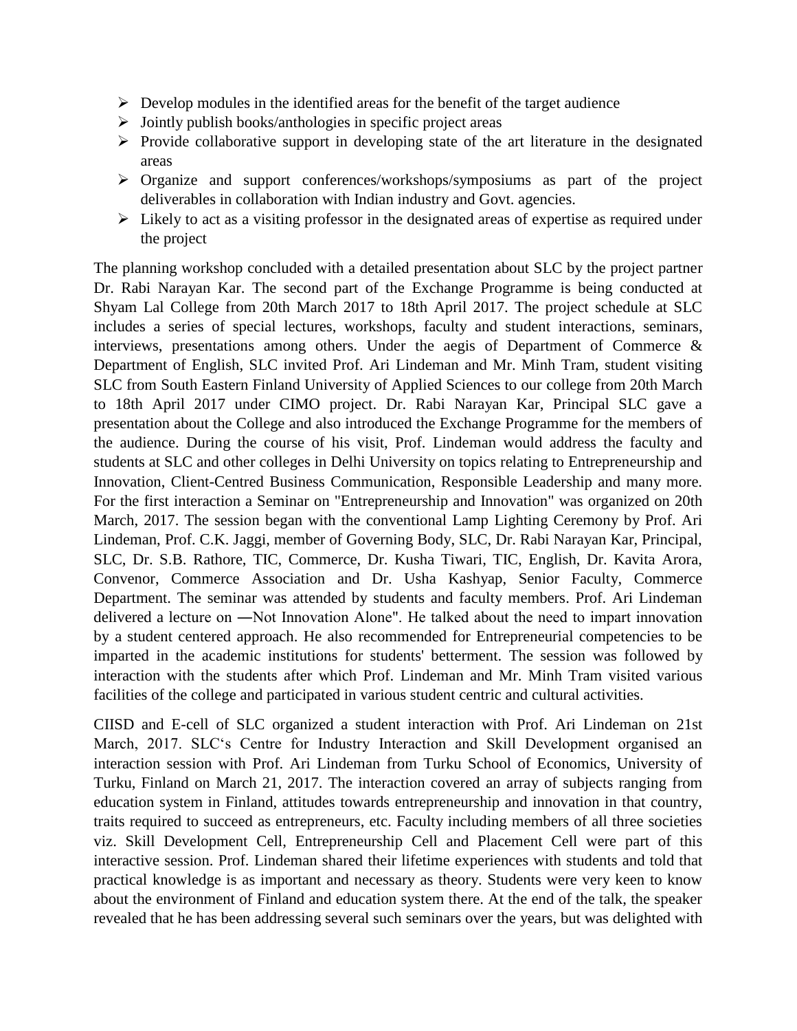- Develop modules in the identified areas for the benefit of the target audience
- Jointly publish books/anthologies in specific project areas
- Provide collaborative support in developing state of the art literature in the designated areas
- Organize and support conferences/workshops/symposiums as part of the project deliverables in collaboration with Indian industry and Govt. agencies.
- Likely to act as a visiting professor in the designated areas of expertise as required under the project

The planning workshop concluded with a detailed presentation about SLC by the project partner Dr. Rabi Narayan Kar. The second part of the Exchange Programme is being conducted at Shyam Lal College from 20th March 2017 to 18th April 2017. The project schedule at SLC includes a series of special lectures, workshops, faculty and student interactions, seminars, interviews, presentations among others. Under the aegis of Department of Commerce & Department of English, SLC invited Prof. Ari Lindeman and Mr. Minh Tram, student visiting SLC from South Eastern Finland University of Applied Sciences to our college from 20th March to 18th April 2017 under CIMO project. Dr. Rabi Narayan Kar, Principal SLC gave a presentation about the College and also introduced the Exchange Programme for the members of the audience. During the course of his visit, Prof. Lindeman would address the faculty and students at SLC and other colleges in Delhi University on topics relating to Entrepreneurship and Innovation, Client-Centred Business Communication, Responsible Leadership and many more. For the first interaction a Seminar on "Entrepreneurship and Innovation" was organized on 20th March, 2017. The session began with the conventional Lamp Lighting Ceremony by Prof. Ari Lindeman, Prof. C.K. Jaggi, member of Governing Body, SLC, Dr. Rabi Narayan Kar, Principal, SLC, Dr. S.B. Rathore, TIC, Commerce, Dr. Kusha Tiwari, TIC, English, Dr. Kavita Arora, Convenor, Commerce Association and Dr. Usha Kashyap, Senior Faculty, Commerce Department. The seminar was attended by students and faculty members. Prof. Ari Lindeman delivered a lecture on ―Not Innovation Alone". He talked about the need to impart innovation by a student centered approach. He also recommended for Entrepreneurial competencies to be imparted in the academic institutions for students' betterment. The session was followed by interaction with the students after which Prof. Lindeman and Mr. Minh Tram visited various facilities of the college and participated in various student centric and cultural activities.

CIISD and E-cell of SLC organized a student interaction with Prof. Ari Lindeman on 21st March, 2017. SLC's Centre for Industry Interaction and Skill Development organised an interaction session with Prof. Ari Lindeman from Turku School of Economics, University of Turku, Finland on March 21, 2017. The interaction covered an array of subjects ranging from education system in Finland, attitudes towards entrepreneurship and innovation in that country, traits required to succeed as entrepreneurs, etc. Faculty including members of all three societies viz. Skill Development Cell, Entrepreneurship Cell and Placement Cell were part of this interactive session. Prof. Lindeman shared their lifetime experiences with students and told that practical knowledge is as important and necessary as theory. Students were very keen to know about the environment of Finland and education system there. At the end of the talk, the speaker revealed that he has been addressing several such seminars over the years, but was delighted with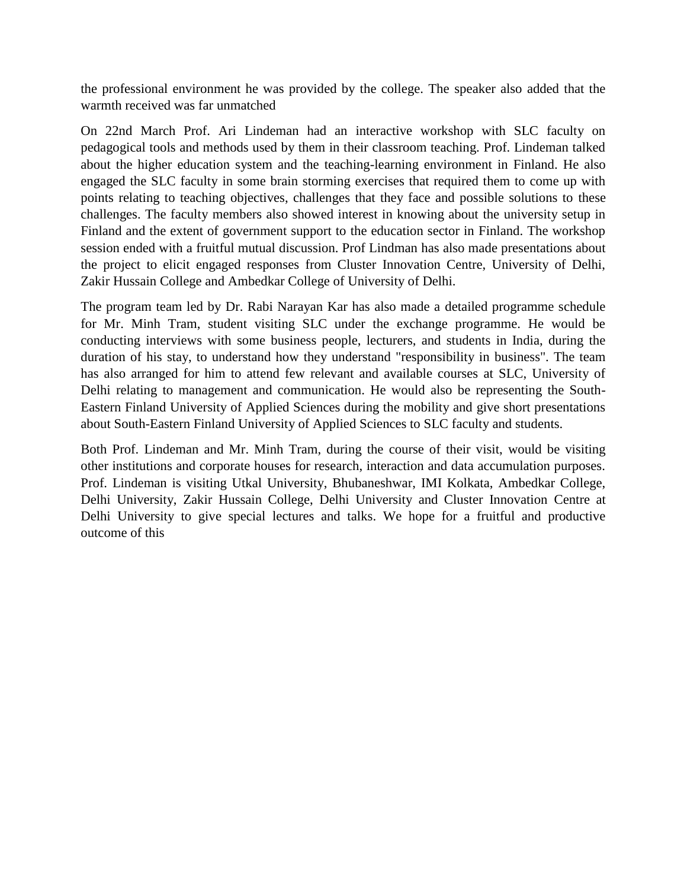the professional environment he was provided by the college. The speaker also added that the warmth received was far unmatched

On 22nd March Prof. Ari Lindeman had an interactive workshop with SLC faculty on pedagogical tools and methods used by them in their classroom teaching. Prof. Lindeman talked about the higher education system and the teaching-learning environment in Finland. He also engaged the SLC faculty in some brain storming exercises that required them to come up with points relating to teaching objectives, challenges that they face and possible solutions to these challenges. The faculty members also showed interest in knowing about the university setup in Finland and the extent of government support to the education sector in Finland. The workshop session ended with a fruitful mutual discussion. Prof Lindman has also made presentations about the project to elicit engaged responses from Cluster Innovation Centre, University of Delhi, Zakir Hussain College and Ambedkar College of University of Delhi.

The program team led by Dr. Rabi Narayan Kar has also made a detailed programme schedule for Mr. Minh Tram, student visiting SLC under the exchange programme. He would be conducting interviews with some business people, lecturers, and students in India, during the duration of his stay, to understand how they understand "responsibility in business". The team has also arranged for him to attend few relevant and available courses at SLC, University of Delhi relating to management and communication. He would also be representing the South-Eastern Finland University of Applied Sciences during the mobility and give short presentations about South-Eastern Finland University of Applied Sciences to SLC faculty and students.

Both Prof. Lindeman and Mr. Minh Tram, during the course of their visit, would be visiting other institutions and corporate houses for research, interaction and data accumulation purposes. Prof. Lindeman is visiting Utkal University, Bhubaneshwar, IMI Kolkata, Ambedkar College, Delhi University, Zakir Hussain College, Delhi University and Cluster Innovation Centre at Delhi University to give special lectures and talks. We hope for a fruitful and productive outcome of this